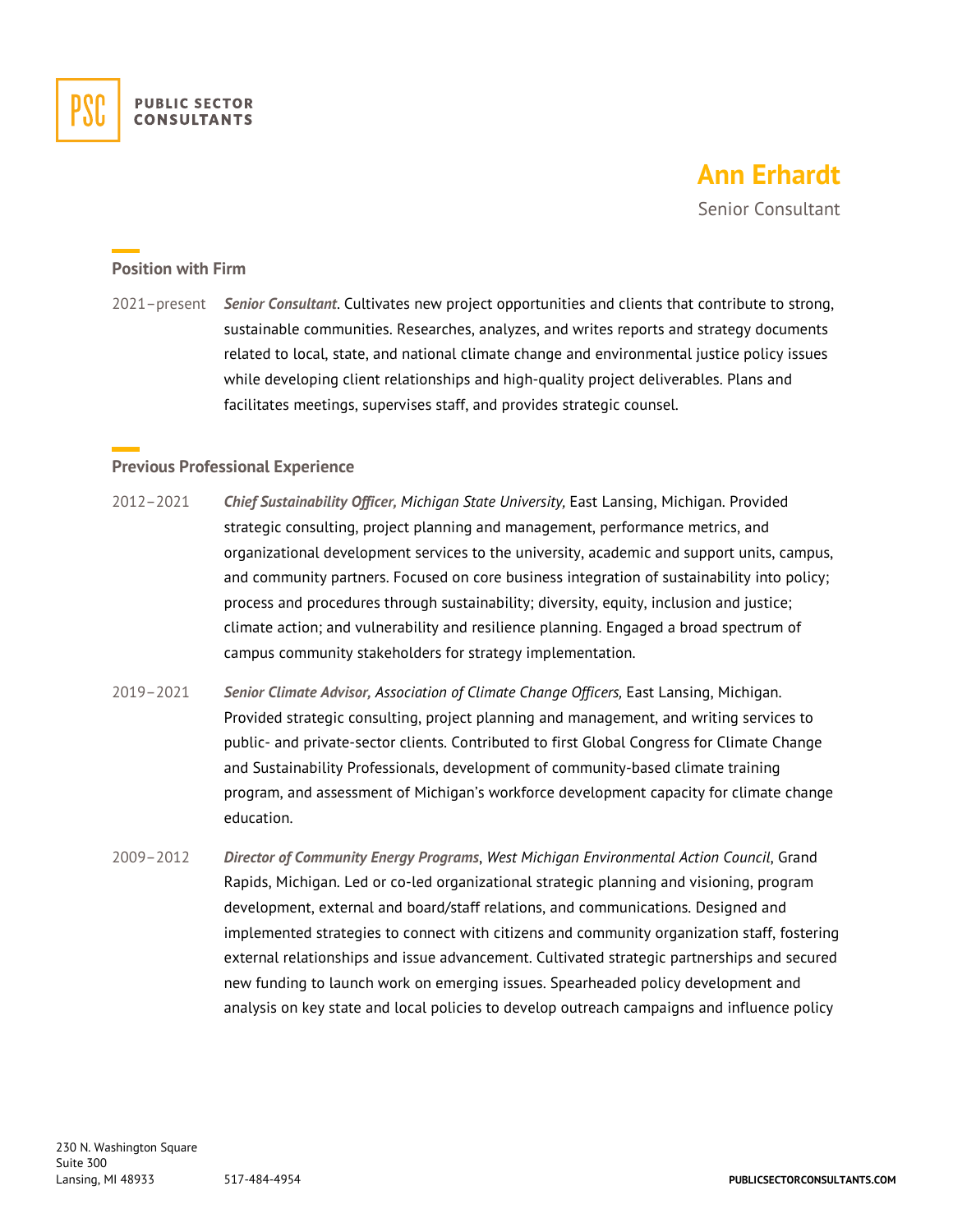PUBLIC SECTOR CONSULTANTS

# Ann Erhardt

Senior Consultant

## Position with Firm

2021–present ***Senior Consultant***. Cultivates new project opportunities and clients that contribute to strong, sustainable communities. Researches, analyzes, and writes reports and strategy documents related to local, state, and national climate change and environmental justice policy issues while developing client relationships and high-quality project deliverables. Plans and facilitates meetings, supervises staff, and provides strategic counsel.

## Previous Professional Experience

2012–2021 ***Chief Sustainability Officer,*** *Michigan State University,* East Lansing, Michigan. Provided strategic consulting, project planning and management, performance metrics, and organizational development services to the university, academic and support units, campus, and community partners. Focused on core business integration of sustainability into policy; process and procedures through sustainability; diversity, equity, inclusion and justice; climate action; and vulnerability and resilience planning. Engaged a broad spectrum of campus community stakeholders for strategy implementation.

2019–2021 ***Senior Climate Advisor,*** *Association of Climate Change Officers,* East Lansing, Michigan. Provided strategic consulting, project planning and management, and writing services to public- and private-sector clients. Contributed to first Global Congress for Climate Change and Sustainability Professionals, development of community-based climate training program, and assessment of Michigan's workforce development capacity for climate change education.

2009–2012 ***Director of Community Energy Programs***, *West Michigan Environmental Action Council*, Grand Rapids, Michigan. Led or co-led organizational strategic planning and visioning, program development, external and board/staff relations, and communications. Designed and implemented strategies to connect with citizens and community organization staff, fostering external relationships and issue advancement. Cultivated strategic partnerships and secured new funding to launch work on emerging issues. Spearheaded policy development and analysis on key state and local policies to develop outreach campaigns and influence policy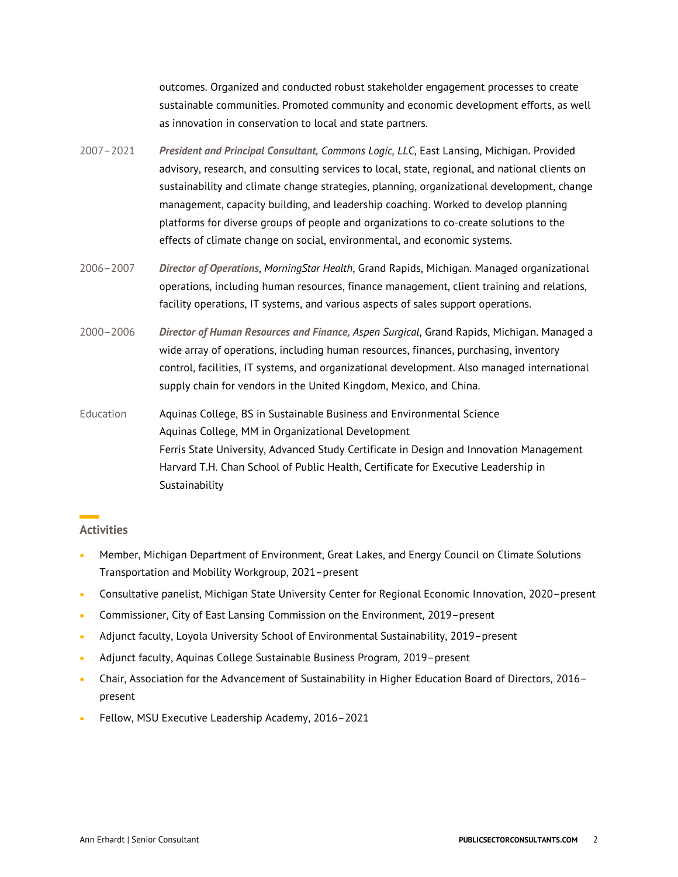outcomes. Organized and conducted robust stakeholder engagement processes to create sustainable communities. Promoted community and economic development efforts, as well as innovation in conservation to local and state partners.

2007–2021 ***President and Principal Consultant,*** *Commons Logic, LLC*, East Lansing, Michigan. Provided advisory, research, and consulting services to local, state, regional, and national clients on sustainability and climate change strategies, planning, organizational development, change management, capacity building, and leadership coaching. Worked to develop planning platforms for diverse groups of people and organizations to co-create solutions to the effects of climate change on social, environmental, and economic systems.

2006–2007 ***Director of Operations***, *MorningStar Health*, Grand Rapids, Michigan. Managed organizational operations, including human resources, finance management, client training and relations, facility operations, IT systems, and various aspects of sales support operations.

2000–2006 ***Director of Human Resources and Finance,*** *Aspen Surgical*, Grand Rapids, Michigan. Managed a wide array of operations, including human resources, finances, purchasing, inventory control, facilities, IT systems, and organizational development. Also managed international supply chain for vendors in the United Kingdom, Mexico, and China.

Education
Aquinas College, BS in Sustainable Business and Environmental Science
Aquinas College, MM in Organizational Development
Ferris State University, Advanced Study Certificate in Design and Innovation Management
Harvard T.H. Chan School of Public Health, Certificate for Executive Leadership in Sustainability

## Activities

- Member, Michigan Department of Environment, Great Lakes, and Energy Council on Climate Solutions Transportation and Mobility Workgroup, 2021–present
- Consultative panelist, Michigan State University Center for Regional Economic Innovation, 2020–present
- Commissioner, City of East Lansing Commission on the Environment, 2019–present
- Adjunct faculty, Loyola University School of Environmental Sustainability, 2019–present
- Adjunct faculty, Aquinas College Sustainable Business Program, 2019–present
- Chair, Association for the Advancement of Sustainability in Higher Education Board of Directors, 2016–present
- Fellow, MSU Executive Leadership Academy, 2016–2021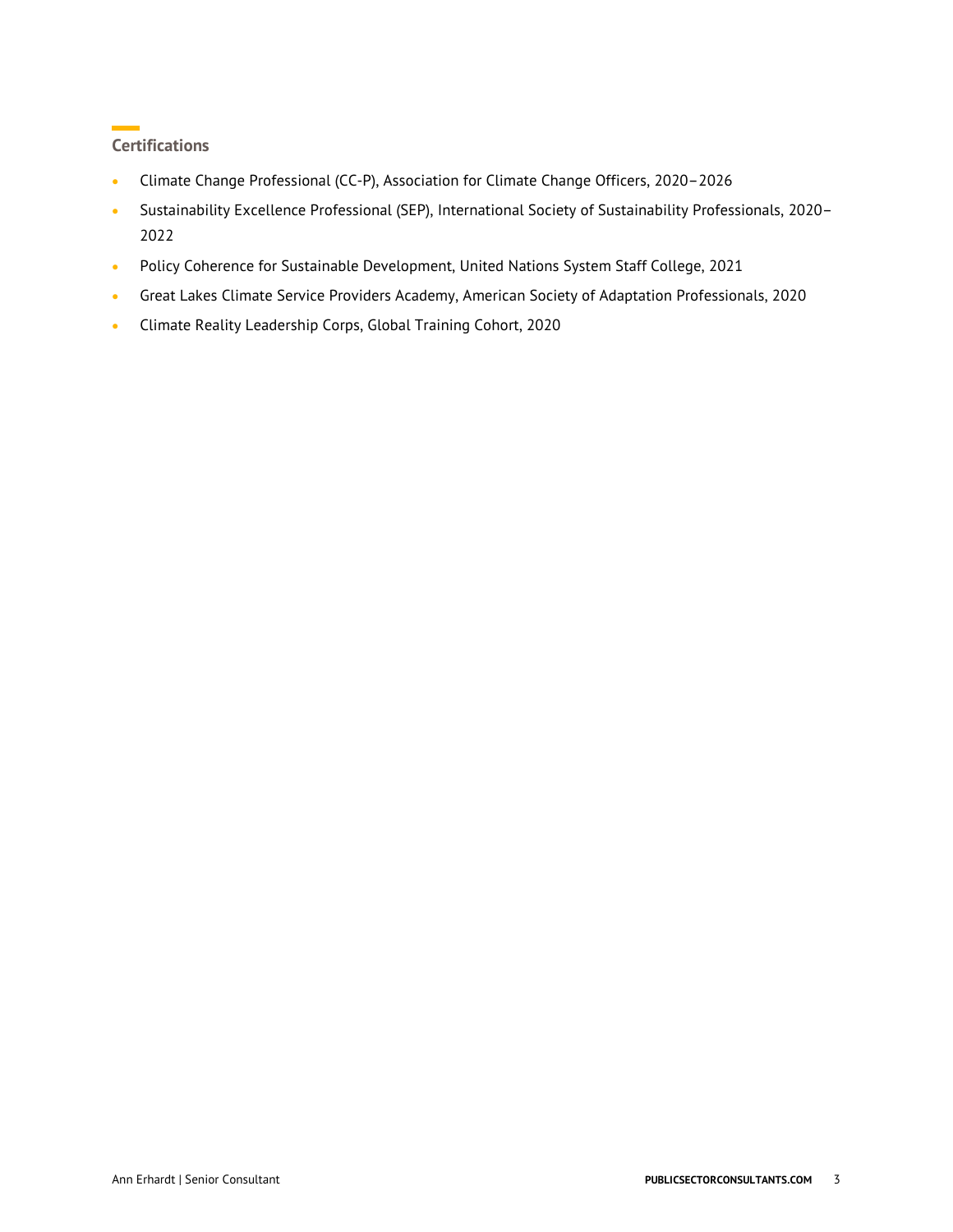## Certifications

- Climate Change Professional (CC-P), Association for Climate Change Officers, 2020–2026
- Sustainability Excellence Professional (SEP), International Society of Sustainability Professionals, 2020–2022
- Policy Coherence for Sustainable Development, United Nations System Staff College, 2021
- Great Lakes Climate Service Providers Academy, American Society of Adaptation Professionals, 2020
- Climate Reality Leadership Corps, Global Training Cohort, 2020